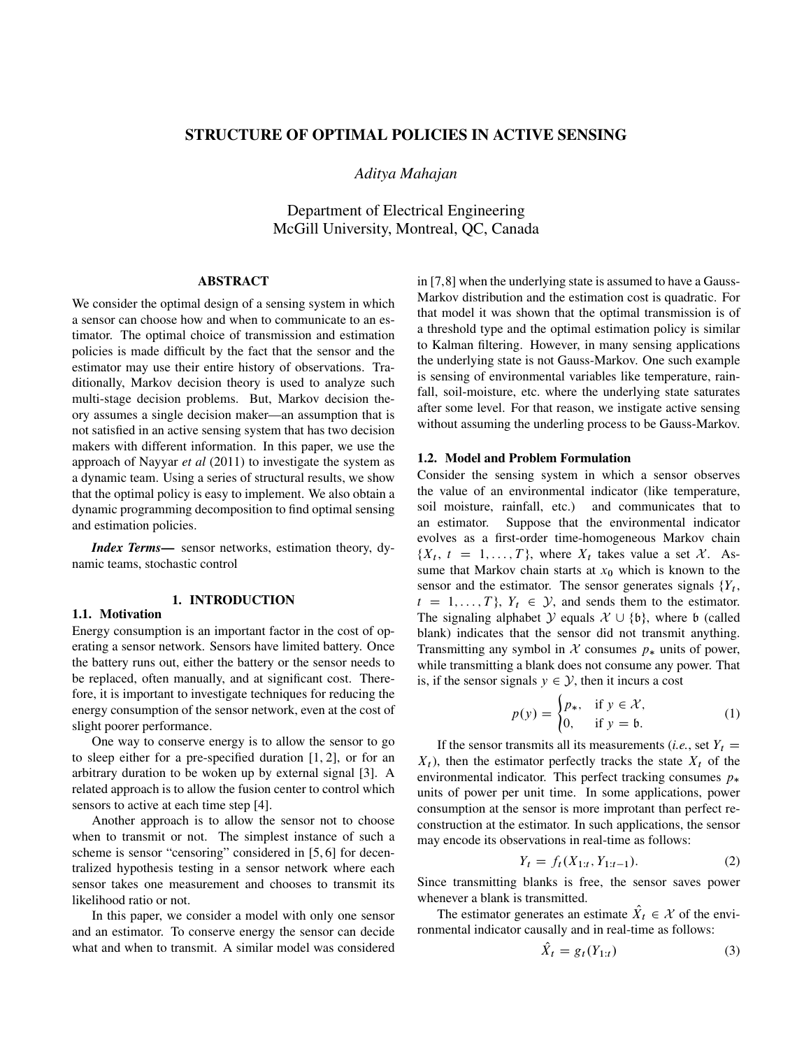# STRUCTURE OF OPTIMAL POLICIES IN ACTIVE SENSING

*Aditya Mahajan*

Department of Electrical Engineering
McGill University, Montreal, QC, Canada

## ABSTRACT

We consider the optimal design of a sensing system in which a sensor can choose how and when to communicate to an estimator. The optimal choice of transmission and estimation policies is made difficult by the fact that the sensor and the estimator may use their entire history of observations. Traditionally, Markov decision theory is used to analyze such multi-stage decision problems. But, Markov decision theory assumes a single decision maker—an assumption that is not satisfied in an active sensing system that has two decision makers with different information. In this paper, we use the approach of Nayyar *et al* (2011) to investigate the system as a dynamic team. Using a series of structural results, we show that the optimal policy is easy to implement. We also obtain a dynamic programming decomposition to find optimal sensing and estimation policies.

***Index Terms*—** sensor networks, estimation theory, dynamic teams, stochastic control

## 1. INTRODUCTION

### 1.1. Motivation

Energy consumption is an important factor in the cost of operating a sensor network. Sensors have limited battery. Once the battery runs out, either the battery or the sensor needs to be replaced, often manually, and at significant cost. Therefore, it is important to investigate techniques for reducing the energy consumption of the sensor network, even at the cost of slight poorer performance.

One way to conserve energy is to allow the sensor to go to sleep either for a pre-specified duration [1, 2], or for an arbitrary duration to be woken up by external signal [3]. A related approach is to allow the fusion center to control which sensors to active at each time step [4].

Another approach is to allow the sensor not to choose when to transmit or not. The simplest instance of such a scheme is sensor "censoring" considered in [5, 6] for decentralized hypothesis testing in a sensor network where each sensor takes one measurement and chooses to transmit its likelihood ratio or not.

In this paper, we consider a model with only one sensor and an estimator. To conserve energy the sensor can decide what and when to transmit. A similar model was considered in [7,8] when the underlying state is assumed to have a Gauss-Markov distribution and the estimation cost is quadratic. For that model it was shown that the optimal transmission is of a threshold type and the optimal estimation policy is similar to Kalman filtering. However, in many sensing applications the underlying state is not Gauss-Markov. One such example is sensing of environmental variables like temperature, rainfall, soil-moisture, etc. where the underlying state saturates after some level. For that reason, we instigate active sensing without assuming the underling process to be Gauss-Markov.

### 1.2. Model and Problem Formulation

Consider the sensing system in which a sensor observes the value of an environmental indicator (like temperature, soil moisture, rainfall, etc.) and communicates that to an estimator. Suppose that the environmental indicator evolves as a first-order time-homogeneous Markov chain $\{X_t,\ t = 1, \dots, T\}$, where $X_t$ takes value a set $\mathcal{X}$. Assume that Markov chain starts at $x_0$ which is known to the sensor and the estimator. The sensor generates signals $\{Y_t,\ t = 1, \dots, T\}$, $Y_t \in \mathcal{Y}$, and sends them to the estimator. The signaling alphabet $\mathcal{Y}$ equals $\mathcal{X} \cup \{\mathfrak{b}\}$, where $\mathfrak{b}$ (called blank) indicates that the sensor did not transmit anything. Transmitting any symbol in $\mathcal{X}$ consumes $p_*$ units of power, while transmitting a blank does not consume any power. That is, if the sensor signals $y \in \mathcal{Y}$, then it incurs a cost

$$p(y) = \begin{cases} p_*, & \text{if } y \in \mathcal{X}, \\ 0, & \text{if } y = \mathfrak{b}. \end{cases} \tag{1}$$

If the sensor transmits all its measurements (*i.e.*, set $Y_t = X_t$), then the estimator perfectly tracks the state $X_t$ of the environmental indicator. This perfect tracking consumes $p_*$ units of power per unit time. In some applications, power consumption at the sensor is more improtant than perfect reconstruction at the estimator. In such applications, the sensor may encode its observations in real-time as follows:

$$Y_t = f_t(X_{1:t}, Y_{1:t-1}). \tag{2}$$

Since transmitting blanks is free, the sensor saves power whenever a blank is transmitted.

The estimator generates an estimate $\hat{X}_t \in \mathcal{X}$ of the environmental indicator causally and in real-time as follows:

$$\hat{X}_t = g_t(Y_{1:t}) \tag{3}$$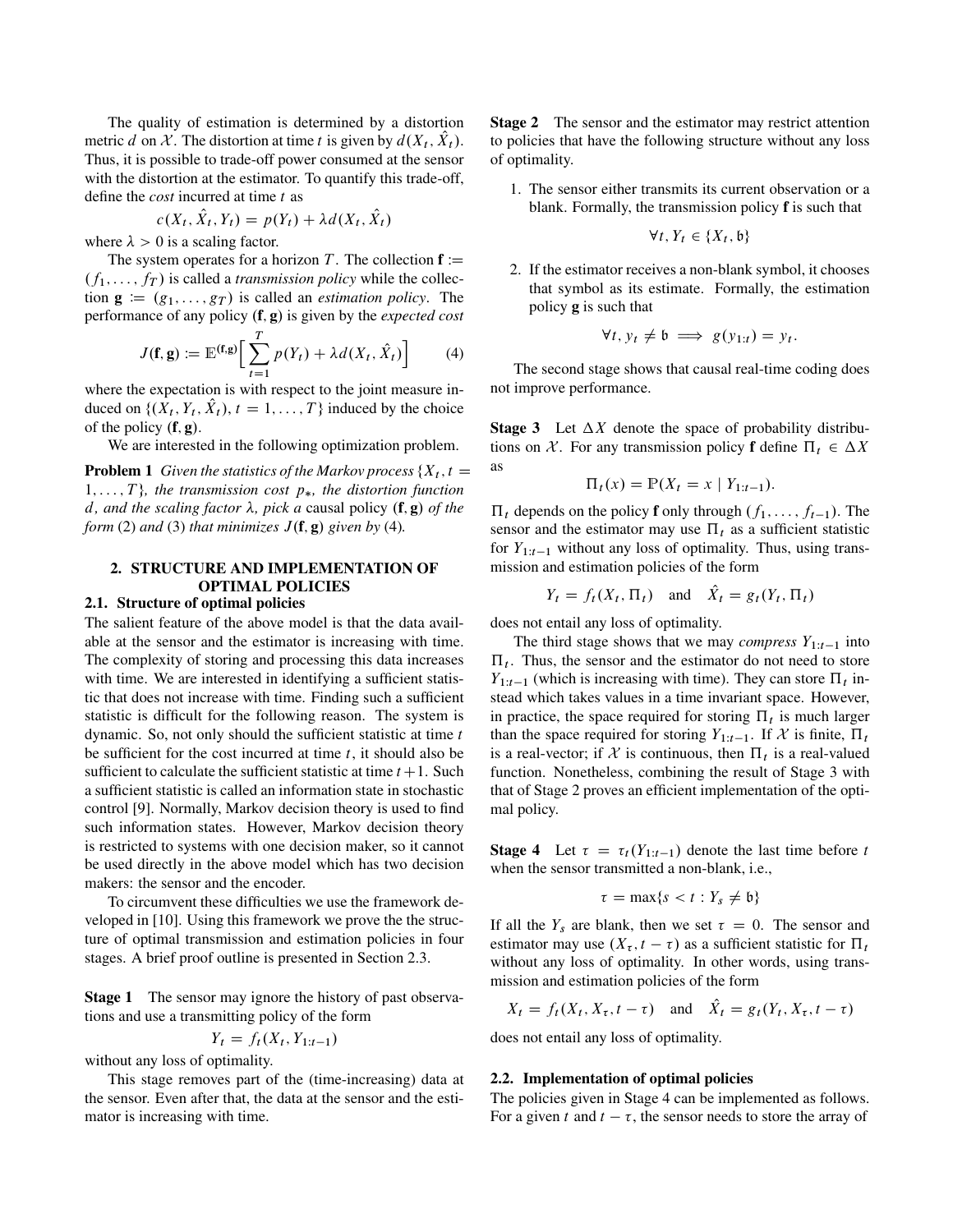The quality of estimation is determined by a distortion metric $d$ on $\mathcal{X}$. The distortion at time $t$ is given by $d(X_t, \hat{X}_t)$. Thus, it is possible to trade-off power consumed at the sensor with the distortion at the estimator. To quantify this trade-off, define the *cost* incurred at time $t$ as

$$c(X_t, \hat{X}_t, Y_t) = p(Y_t) + \lambda d(X_t, \hat{X}_t)$$

where $\lambda > 0$ is a scaling factor.

The system operates for a horizon $T$. The collection $\mathbf{f} := (f_1, \dots, f_T)$ is called a *transmission policy* while the collection $\mathbf{g} := (g_1, \dots, g_T)$ is called an *estimation policy*. The performance of any policy $(\mathbf{f}, \mathbf{g})$ is given by the *expected cost*

$$J(\mathbf{f}, \mathbf{g}) := \mathbb{E}^{(\mathbf{f},\mathbf{g})}\Big[\sum_{t=1}^{T} p(Y_t) + \lambda d(X_t, \hat{X}_t)\Big] \tag{4}$$

where the expectation is with respect to the joint measure induced on $\{(X_t, Y_t, \hat{X}_t), t = 1, \dots, T\}$ induced by the choice of the policy $(\mathbf{f}, \mathbf{g})$.

We are interested in the following optimization problem.

**Problem 1** *Given the statistics of the Markov process $\{X_t, t = 1, \dots, T\}$, the transmission cost $p_*$, the distortion function $d$, and the scaling factor $\lambda$, pick a* causal policy $(\mathbf{f}, \mathbf{g})$ *of the form* (2) *and* (3) *that minimizes $J(\mathbf{f}, \mathbf{g})$ given by* (4)*.*

## 2. STRUCTURE AND IMPLEMENTATION OF OPTIMAL POLICIES

### 2.1. Structure of optimal policies

The salient feature of the above model is that the data available at the sensor and the estimator is increasing with time. The complexity of storing and processing this data increases with time. We are interested in identifying a sufficient statistic that does not increase with time. Finding such a sufficient statistic is difficult for the following reason. The system is dynamic. So, not only should the sufficient statistic at time $t$ be sufficient for the cost incurred at time $t$, it should also be sufficient to calculate the sufficient statistic at time $t+1$. Such a sufficient statistic is called an information state in stochastic control [9]. Normally, Markov decision theory is used to find such information states. However, Markov decision theory is restricted to systems with one decision maker, so it cannot be used directly in the above model which has two decision makers: the sensor and the encoder.

To circumvent these difficulties we use the framework developed in [10]. Using this framework we prove the the structure of optimal transmission and estimation policies in four stages. A brief proof outline is presented in Section 2.3.

**Stage 1** The sensor may ignore the history of past observations and use a transmitting policy of the form

$$Y_t = f_t(X_t, Y_{1:t-1})$$

without any loss of optimality.

This stage removes part of the (time-increasing) data at the sensor. Even after that, the data at the sensor and the estimator is increasing with time.

**Stage 2** The sensor and the estimator may restrict attention to policies that have the following structure without any loss of optimality.

1. The sensor either transmits its current observation or a blank. Formally, the transmission policy $\mathbf{f}$ is such that

$$\forall t, Y_t \in \{X_t, \mathfrak{b}\}$$

2. If the estimator receives a non-blank symbol, it chooses that symbol as its estimate. Formally, the estimation policy $\mathbf{g}$ is such that

$$\forall t, y_t \neq \mathfrak{b} \implies g(y_{1:t}) = y_t.$$

The second stage shows that causal real-time coding does not improve performance.

**Stage 3** Let $\Delta X$ denote the space of probability distributions on $\mathcal{X}$. For any transmission policy $\mathbf{f}$ define $\Pi_t \in \Delta X$ as

$$\Pi_t(x) = \mathbb{P}(X_t = x \mid Y_{1:t-1}).$$

$\Pi_t$ depends on the policy $\mathbf{f}$ only through $(f_1, \dots, f_{t-1})$. The sensor and the estimator may use $\Pi_t$ as a sufficient statistic for $Y_{1:t-1}$ without any loss of optimality. Thus, using transmission and estimation policies of the form

$$Y_t = f_t(X_t, \Pi_t) \quad \text{and} \quad \hat{X}_t = g_t(Y_t, \Pi_t)$$

does not entail any loss of optimality.

The third stage shows that we may *compress* $Y_{1:t-1}$ into $\Pi_t$. Thus, the sensor and the estimator do not need to store $Y_{1:t-1}$ (which is increasing with time). They can store $\Pi_t$ instead which takes values in a time invariant space. However, in practice, the space required for storing $\Pi_t$ is much larger than the space required for storing $Y_{1:t-1}$. If $\mathcal{X}$ is finite, $\Pi_t$ is a real-vector; if $\mathcal{X}$ is continuous, then $\Pi_t$ is a real-valued function. Nonetheless, combining the result of Stage 3 with that of Stage 2 proves an efficient implementation of the optimal policy.

**Stage 4** Let $\tau = \tau_t(Y_{1:t-1})$ denote the last time before $t$ when the sensor transmitted a non-blank, i.e.,

$$\tau = \max\{s < t : Y_s \neq \mathfrak{b}\}$$

If all the $Y_s$ are blank, then we set $\tau = 0$. The sensor and estimator may use $(X_\tau, t - \tau)$ as a sufficient statistic for $\Pi_t$ without any loss of optimality. In other words, using transmission and estimation policies of the form

$$X_t = f_t(X_t, X_\tau, t - \tau) \quad \text{and} \quad \hat{X}_t = g_t(Y_t, X_\tau, t - \tau)$$

does not entail any loss of optimality.

### 2.2. Implementation of optimal policies

The policies given in Stage 4 can be implemented as follows. For a given $t$ and $t - \tau$, the sensor needs to store the array of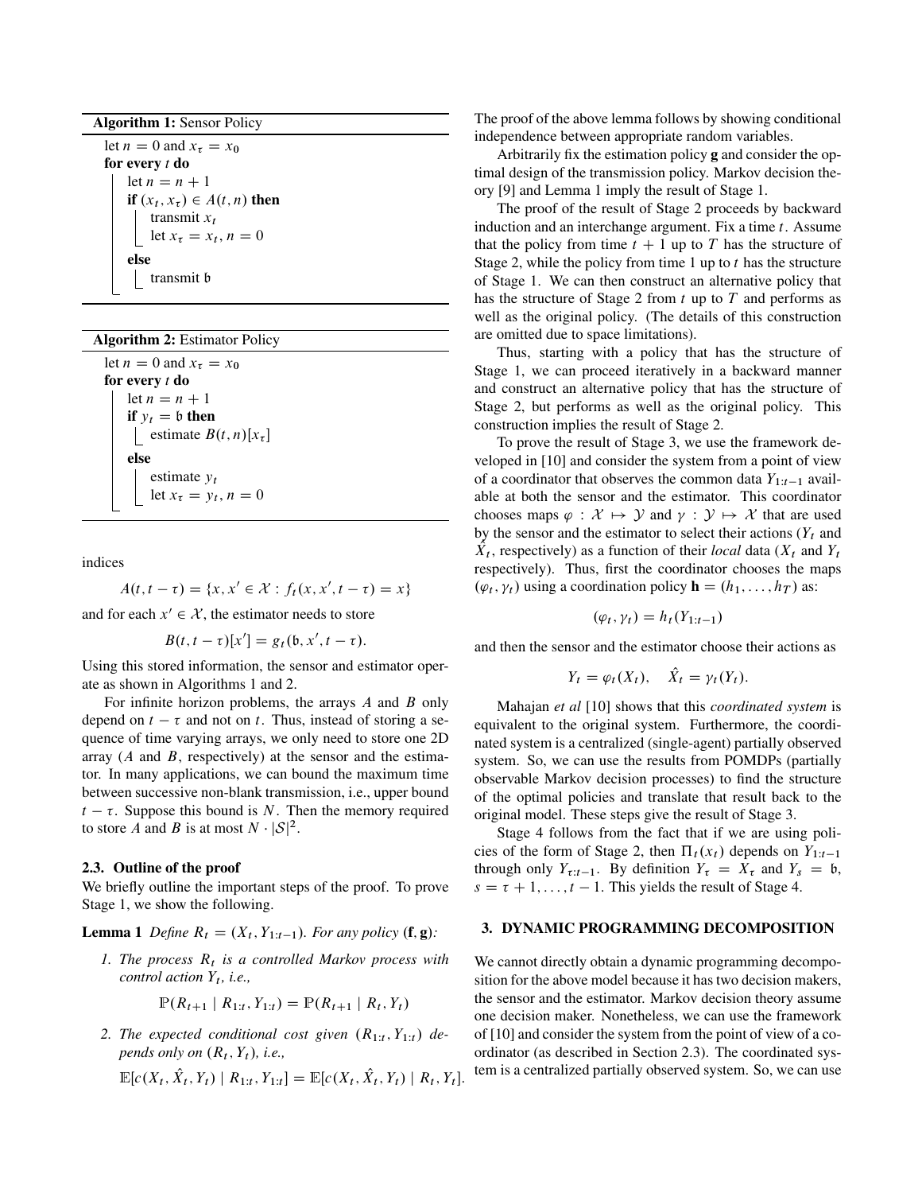**Algorithm 1:** Sensor Policy

```
let n = 0 and x_τ = x_0
for every t do
    let n = n + 1
    if (x_t, x_τ) ∈ A(t, n) then
        transmit x_t
        let x_τ = x_t, n = 0
    else
        transmit 𝔟
```

**Algorithm 2:** Estimator Policy

```
let n = 0 and x_τ = x_0
for every t do
    let n = n + 1
    if y_t = 𝔟 then
        estimate B(t, n)[x_τ]
    else
        estimate y_t
        let x_τ = y_t, n = 0
```

indices

$$A(t, t-\tau) = \{x, x' \in \mathcal{X} : f_t(x, x', t-\tau) = x\}$$

and for each $x' \in \mathcal{X}$, the estimator needs to store

$$B(t, t-\tau)[x'] = g_t(\mathfrak{b}, x', t-\tau).$$

Using this stored information, the sensor and estimator operate as shown in Algorithms 1 and 2.

For infinite horizon problems, the arrays $A$ and $B$ only depend on $t - \tau$ and not on $t$. Thus, instead of storing a sequence of time varying arrays, we only need to store one 2D array ($A$ and $B$, respectively) at the sensor and the estimator. In many applications, we can bound the maximum time between successive non-blank transmission, i.e., upper bound $t - \tau$. Suppose this bound is $N$. Then the memory required to store $A$ and $B$ is at most $N \cdot |\mathcal{S}|^2$.

### 2.3. Outline of the proof

We briefly outline the important steps of the proof. To prove Stage 1, we show the following.

**Lemma 1** *Define $R_t = (X_t, Y_{1:t-1})$. For any policy $(\mathbf{f}, \mathbf{g})$:*

1. *The process $R_t$ is a controlled Markov process with control action $Y_t$, i.e.,*

$$\mathbb{P}(R_{t+1} \mid R_{1:t}, Y_{1:t}) = \mathbb{P}(R_{t+1} \mid R_t, Y_t)$$

2. *The expected conditional cost given $(R_{1:t}, Y_{1:t})$ depends only on $(R_t, Y_t)$, i.e.,*

$$\mathbb{E}[c(X_t, \hat{X}_t, Y_t) \mid R_{1:t}, Y_{1:t}] = \mathbb{E}[c(X_t, \hat{X}_t, Y_t) \mid R_t, Y_t].$$

The proof of the above lemma follows by showing conditional independence between appropriate random variables.

Arbitrarily fix the estimation policy $\mathbf{g}$ and consider the optimal design of the transmission policy. Markov decision theory [9] and Lemma 1 imply the result of Stage 1.

The proof of the result of Stage 2 proceeds by backward induction and an interchange argument. Fix a time $t$. Assume that the policy from time $t + 1$ up to $T$ has the structure of Stage 2, while the policy from time 1 up to $t$ has the structure of Stage 1. We can then construct an alternative policy that has the structure of Stage 2 from $t$ up to $T$ and performs as well as the original policy. (The details of this construction are omitted due to space limitations).

Thus, starting with a policy that has the structure of Stage 1, we can proceed iteratively in a backward manner and construct an alternative policy that has the structure of Stage 2, but performs as well as the original policy. This construction implies the result of Stage 2.

To prove the result of Stage 3, we use the framework developed in [10] and consider the system from a point of view of a coordinator that observes the common data $Y_{1:t-1}$ available at both the sensor and the estimator. This coordinator chooses maps $\varphi : \mathcal{X} \mapsto \mathcal{Y}$ and $\gamma : \mathcal{Y} \mapsto \mathcal{X}$ that are used by the sensor and the estimator to select their actions ($Y_t$ and $\hat{X}_t$, respectively) as a function of their *local* data ($X_t$ and $Y_t$ respectively). Thus, first the coordinator chooses the maps $(\varphi_t, \gamma_t)$ using a coordination policy $\mathbf{h} = (h_1, \dots, h_T)$ as:

$$(\varphi_t, \gamma_t) = h_t(Y_{1:t-1})$$

and then the sensor and the estimator choose their actions as

$$Y_t = \varphi_t(X_t), \quad \hat{X}_t = \gamma_t(Y_t).$$

Mahajan *et al* [10] shows that this *coordinated system* is equivalent to the original system. Furthermore, the coordinated system is a centralized (single-agent) partially observed system. So, we can use the results from POMDPs (partially observable Markov decision processes) to find the structure of the optimal policies and translate that result back to the original model. These steps give the result of Stage 3.

Stage 4 follows from the fact that if we are using policies of the form of Stage 2, then $\Pi_t(x_t)$ depends on $Y_{1:t-1}$ through only $Y_{\tau:t-1}$. By definition $Y_\tau = X_\tau$ and $Y_s = \mathfrak{b}$, $s = \tau + 1, \dots, t - 1$. This yields the result of Stage 4.

## 3. DYNAMIC PROGRAMMING DECOMPOSITION

We cannot directly obtain a dynamic programming decomposition for the above model because it has two decision makers, the sensor and the estimator. Markov decision theory assume one decision maker. Nonetheless, we can use the framework of [10] and consider the system from the point of view of a coordinator (as described in Section 2.3). The coordinated system is a centralized partially observed system. So, we can use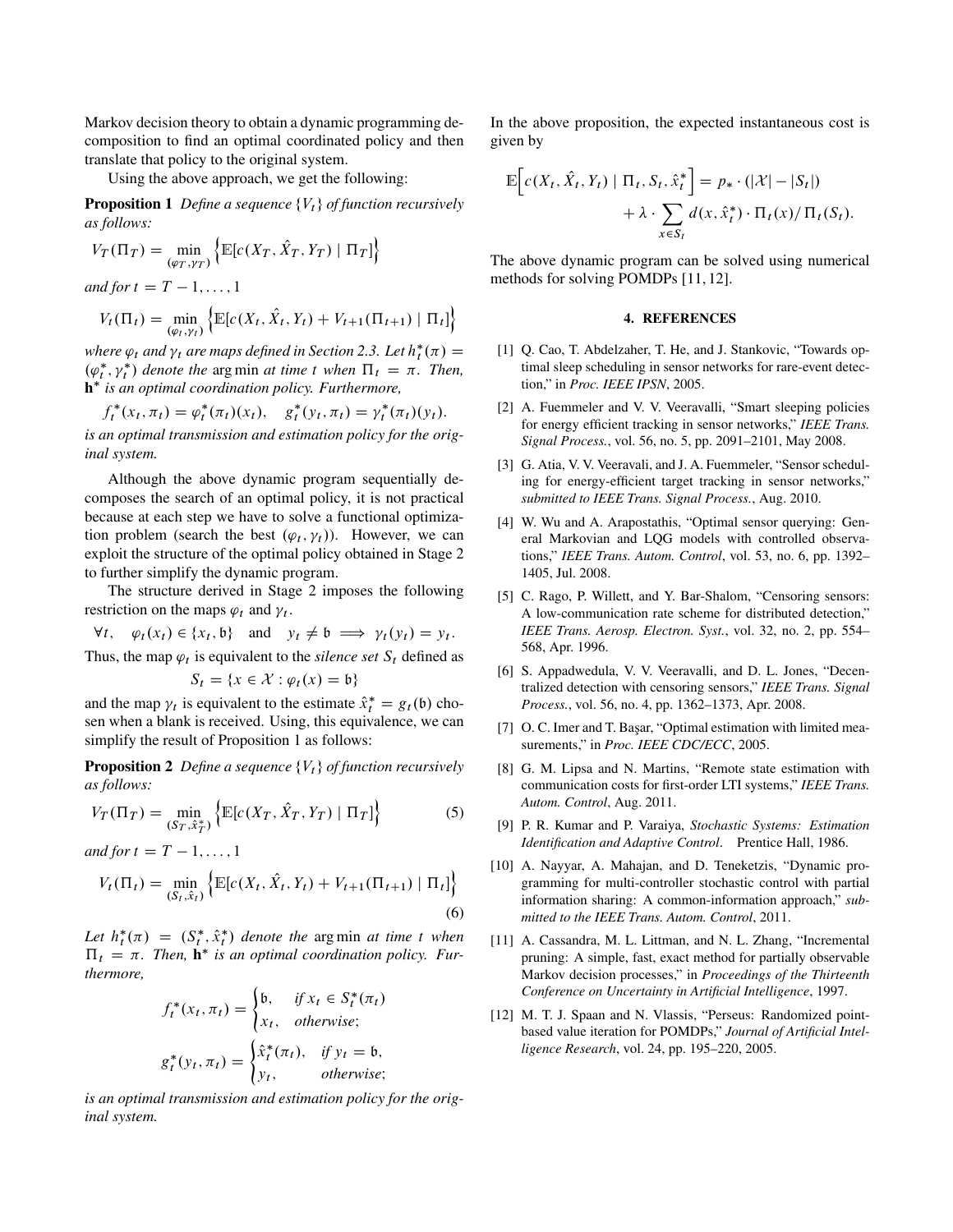Markov decision theory to obtain a dynamic programming decomposition to find an optimal coordinated policy and then translate that policy to the original system.

Using the above approach, we get the following:

**Proposition 1** *Define a sequence $\{V_t\}$ of function recursively as follows:*

$$V_T(\Pi_T) = \min_{(\varphi_T, \gamma_T)} \Big\{ \mathbb{E}[c(X_T, \hat{X}_T, Y_T) \mid \Pi_T] \Big\}$$

*and for $t = T-1, \dots, 1$*

$$V_t(\Pi_t) = \min_{(\varphi_t, \gamma_t)} \Big\{ \mathbb{E}[c(X_t, \hat{X}_t, Y_t) + V_{t+1}(\Pi_{t+1}) \mid \Pi_t] \Big\}$$

*where $\varphi_t$ and $\gamma_t$ are maps defined in Section 2.3. Let $h^*_t(\pi) = (\varphi^*_t, \gamma^*_t)$ denote the* arg min *at time $t$ when $\Pi_t = \pi$. Then, $\mathbf{h}^*$ is an optimal coordination policy. Furthermore,*

$$f^*_t(x_t, \pi_t) = \varphi^*_t(\pi_t)(x_t), \quad g^*_t(y_t, \pi_t) = \gamma^*_t(\pi_t)(y_t).$$

*is an optimal transmission and estimation policy for the original system.*

Although the above dynamic program sequentially decomposes the search of an optimal policy, it is not practical because at each step we have to solve a functional optimization problem (search the best $(\varphi_t, \gamma_t)$). However, we can exploit the structure of the optimal policy obtained in Stage 2 to further simplify the dynamic program.

The structure derived in Stage 2 imposes the following restriction on the maps $\varphi_t$ and $\gamma_t$.

$$\forall t, \quad \varphi_t(x_t) \in \{x_t, \mathfrak{b}\} \quad \text{and} \quad y_t \neq \mathfrak{b} \implies \gamma_t(y_t) = y_t.$$

Thus, the map $\varphi_t$ is equivalent to the *silence set* $S_t$ defined as

$$S_t = \{x \in \mathcal{X} : \varphi_t(x) = \mathfrak{b}\}$$

and the map $\gamma_t$ is equivalent to the estimate $\hat{x}^*_t = g_t(\mathfrak{b})$ chosen when a blank is received. Using, this equivalence, we can simplify the result of Proposition 1 as follows:

**Proposition 2** *Define a sequence $\{V_t\}$ of function recursively as follows:*

$$V_T(\Pi_T) = \min_{(S_T, \hat{x}^*_T)} \Big\{ \mathbb{E}[c(X_T, \hat{X}_T, Y_T) \mid \Pi_T] \Big\} \tag{5}$$

*and for $t = T-1, \dots, 1$*

$$V_t(\Pi_t) = \min_{(S_t, \hat{x}_t)} \Big\{ \mathbb{E}[c(X_t, \hat{X}_t, Y_t) + V_{t+1}(\Pi_{t+1}) \mid \Pi_t] \Big\} \tag{6}$$

*Let $h^*_t(\pi) = (S^*_t, \hat{x}^*_t)$ denote the* arg min *at time $t$ when $\Pi_t = \pi$. Then, $\mathbf{h}^*$ is an optimal coordination policy. Furthermore,*

$$f^*_t(x_t, \pi_t) = \begin{cases} \mathfrak{b}, & \text{if } x_t \in S^*_t(\pi_t) \\ x_t, & \text{otherwise;} \end{cases}$$

$$g^*_t(y_t, \pi_t) = \begin{cases} \hat{x}^*_t(\pi_t), & \text{if } y_t = \mathfrak{b}, \\ y_t, & \text{otherwise;} \end{cases}$$

*is an optimal transmission and estimation policy for the original system.*

In the above proposition, the expected instantaneous cost is given by

$$\mathbb{E}\Big[c(X_t, \hat{X}_t, Y_t) \mid \Pi_t, S_t, \hat{x}^*_t\Big] = p_* \cdot (|\mathcal{X}| - |S_t|) + \lambda \cdot \sum_{x \in S_t} d(x, \hat{x}^*_t) \cdot \Pi_t(x)/\,\Pi_t(S_t).$$

The above dynamic program can be solved using numerical methods for solving POMDPs [11, 12].

## 4. REFERENCES

[1] Q. Cao, T. Abdelzaher, T. He, and J. Stankovic, "Towards optimal sleep scheduling in sensor networks for rare-event detection," in *Proc. IEEE IPSN*, 2005.

[2] A. Fuemmeler and V. V. Veeravalli, "Smart sleeping policies for energy efficient tracking in sensor networks," *IEEE Trans. Signal Process.*, vol. 56, no. 5, pp. 2091–2101, May 2008.

[3] G. Atia, V. V. Veeravali, and J. A. Fuemmeler, "Sensor scheduling for energy-efficient target tracking in sensor networks," *submitted to IEEE Trans. Signal Process.*, Aug. 2010.

[4] W. Wu and A. Arapostathis, "Optimal sensor querying: General Markovian and LQG models with controlled observations," *IEEE Trans. Autom. Control*, vol. 53, no. 6, pp. 1392–1405, Jul. 2008.

[5] C. Rago, P. Willett, and Y. Bar-Shalom, "Censoring sensors: A low-communication rate scheme for distributed detection," *IEEE Trans. Aerosp. Electron. Syst.*, vol. 32, no. 2, pp. 554–568, Apr. 1996.

[6] S. Appadwedula, V. V. Veeravalli, and D. L. Jones, "Decentralized detection with censoring sensors," *IEEE Trans. Signal Process.*, vol. 56, no. 4, pp. 1362–1373, Apr. 2008.

[7] O. C. Imer and T. Başar, "Optimal estimation with limited measurements," in *Proc. IEEE CDC/ECC*, 2005.

[8] G. M. Lipsa and N. Martins, "Remote state estimation with communication costs for first-order LTI systems," *IEEE Trans. Autom. Control*, Aug. 2011.

[9] P. R. Kumar and P. Varaiya, *Stochastic Systems: Estimation Identification and Adaptive Control*. Prentice Hall, 1986.

[10] A. Nayyar, A. Mahajan, and D. Teneketzis, "Dynamic programming for multi-controller stochastic control with partial information sharing: A common-information approach," *submitted to the IEEE Trans. Autom. Control*, 2011.

[11] A. Cassandra, M. L. Littman, and N. L. Zhang, "Incremental pruning: A simple, fast, exact method for partially observable Markov decision processes," in *Proceedings of the Thirteenth Conference on Uncertainty in Artificial Intelligence*, 1997.

[12] M. T. J. Spaan and N. Vlassis, "Perseus: Randomized point-based value iteration for POMDPs," *Journal of Artificial Intelligence Research*, vol. 24, pp. 195–220, 2005.